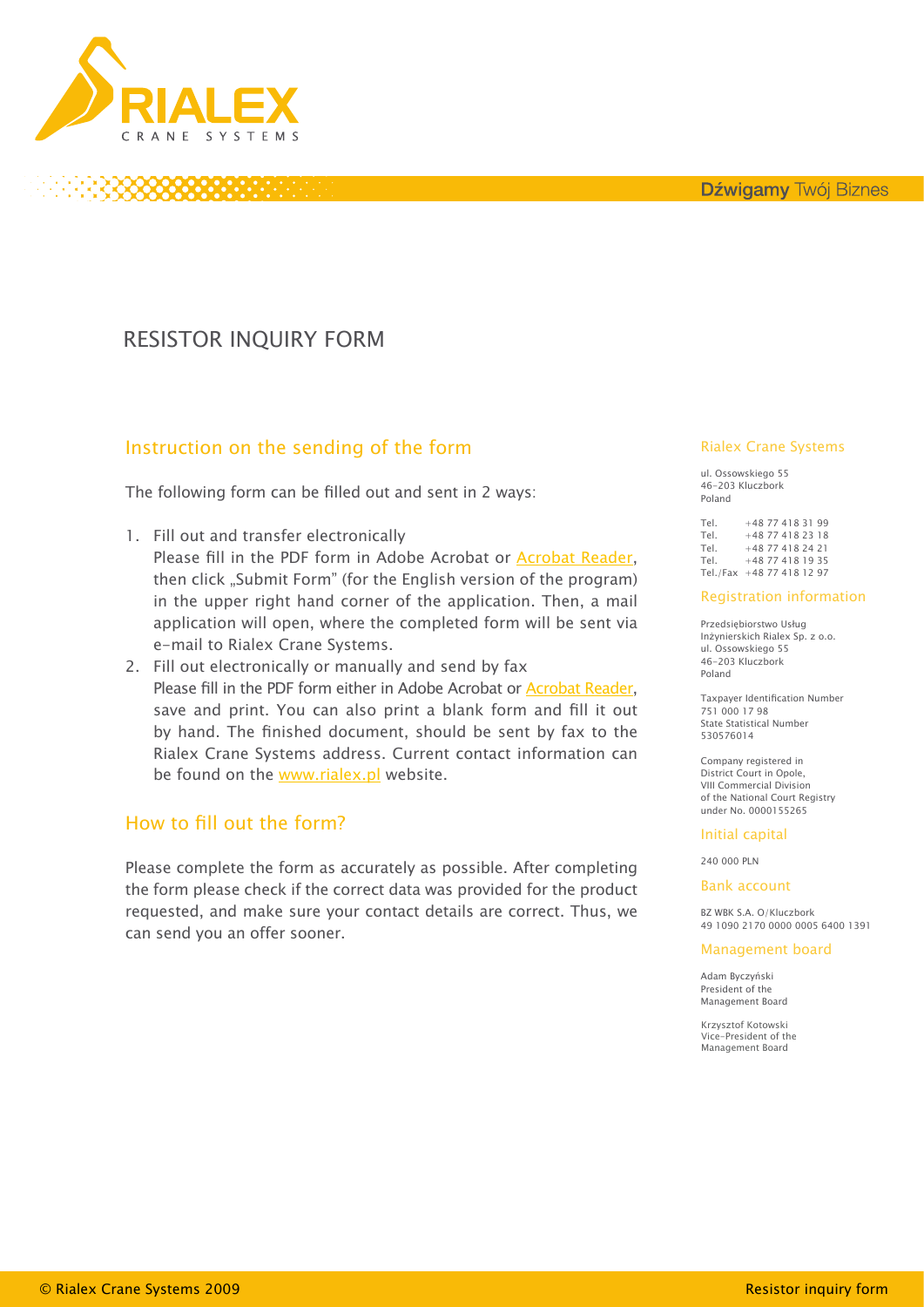RIALEX

CRANE SYSTEMS

**Dźwigamy** Twój Biznes

# RESISTOR INQUIRY FORM

## Instruction on the sending of the form

The following form can be filled out and sent in 2 ways:

1. Fill out and transfer electronically
   Please fill in the PDF form in Adobe Acrobat or Acrobat Reader, then click „Submit Form" (for the English version of the program) in the upper right hand corner of the application. Then, a mail application will open, where the completed form will be sent via e-mail to Rialex Crane Systems.
2. Fill out electronically or manually and send by fax
   Please fill in the PDF form either in Adobe Acrobat or Acrobat Reader, save and print. You can also print a blank form and fill it out by hand. The finished document, should be sent by fax to the Rialex Crane Systems address. Current contact information can be found on the www.rialex.pl website.

## How to fill out the form?

Please complete the form as accurately as possible. After completing the form please check if the correct data was provided for the product requested, and make sure your contact details are correct. Thus, we can send you an offer sooner.

### Rialex Crane Systems

ul. Ossowskiego 55
46-203 Kluczbork
Poland

Tel. +48 77 418 31 99
Tel. +48 77 418 23 18
Tel. +48 77 418 24 21
Tel. +48 77 418 19 35
Tel./Fax +48 77 418 12 97

### Registration information

Przedsiębiorstwo Usług Inżynierskich Rialex Sp. z o.o.
ul. Ossowskiego 55
46-203 Kluczbork
Poland

Taxpayer Identification Number
751 000 17 98
State Statistical Number
530576014

Company registered in District Court in Opole, VIII Commercial Division of the National Court Registry under No. 0000155265

### Initial capital

240 000 PLN

### Bank account

BZ WBK S.A. O/Kluczbork
49 1090 2170 0000 0005 6400 1391

### Management board

Adam Byczyński
President of the Management Board

Krzysztof Kotowski
Vice-President of the Management Board

© Rialex Crane Systems 2009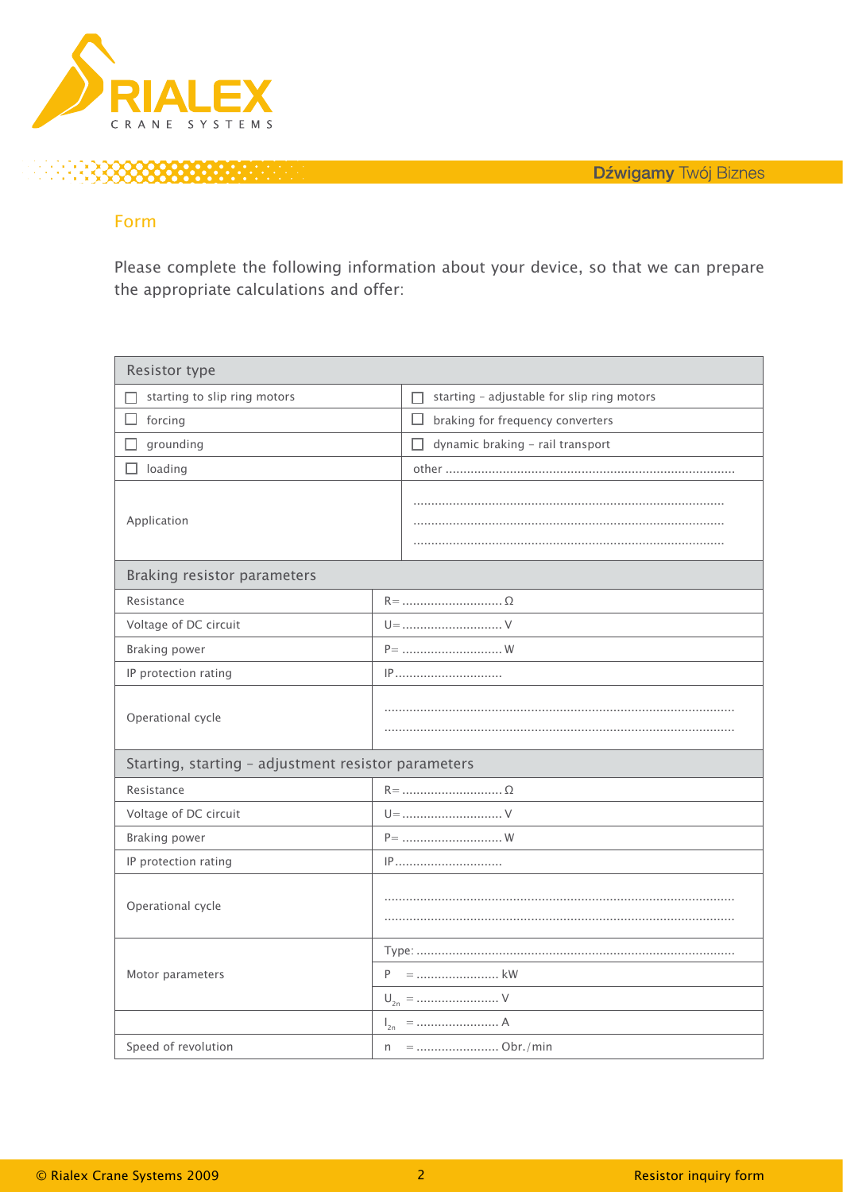## Form

Please complete the following information about your device, so that we can prepare the appropriate calculations and offer:

| Resistor type | |
|---|---|
| ☐ starting to slip ring motors | ☐ starting – adjustable for slip ring motors |
| ☐ forcing | ☐ braking for frequency converters |
| ☐ grounding | ☐ dynamic braking – rail transport |
| ☐ loading | other ................................................................................ |
| Application | ...................................................................................... ...................................................................................... ...................................................................................... |
| **Braking resistor parameters** | |
| Resistance | R= ............................ Ω |
| Voltage of DC circuit | U= ............................ V |
| Braking power | P= ............................ W |
| IP protection rating | IP.............................. |
| Operational cycle | ................................................................................................ ................................................................................................ |
| **Starting, starting – adjustment resistor parameters** | |
| Resistance | R= ............................ Ω |
| Voltage of DC circuit | U= ............................ V |
| Braking power | P= ............................ W |
| IP protection rating | IP.............................. |
| Operational cycle | ................................................................................................ ................................................................................................ |
| Motor parameters | Type: ........................................................................................ |
| | P = ....................... kW |
| | $U_{2n}$ = ....................... V |
| | $I_{2n}$ = ....................... A |
| Speed of revolution | n = ....................... Obr./min |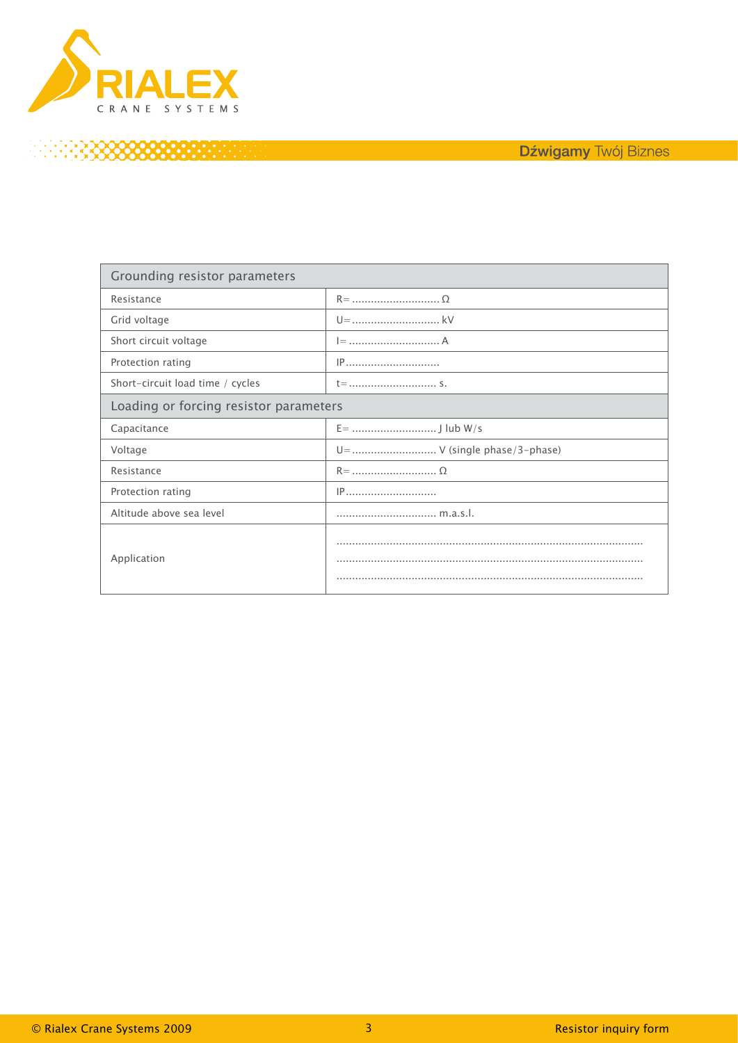| Grounding resistor parameters | |
|---|---|
| Resistance | R= ............................ Ω |
| Grid voltage | U= ............................ kV |
| Short circuit voltage | I= ............................ A |
| Protection rating | IP............................. |
| Short-circuit load time / cycles | t= ............................ s. |
| **Loading or forcing resistor parameters** | |
| Capacitance | E= ........................... J lub W/s |
| Voltage | U= ........................... V (single phase/3-phase) |
| Resistance | R= ........................... Ω |
| Protection rating | IP............................ |
| Altitude above sea level | ................................ m.a.s.l. |
| Application | ................................................................................................ ................................................................................................ ................................................................................................ |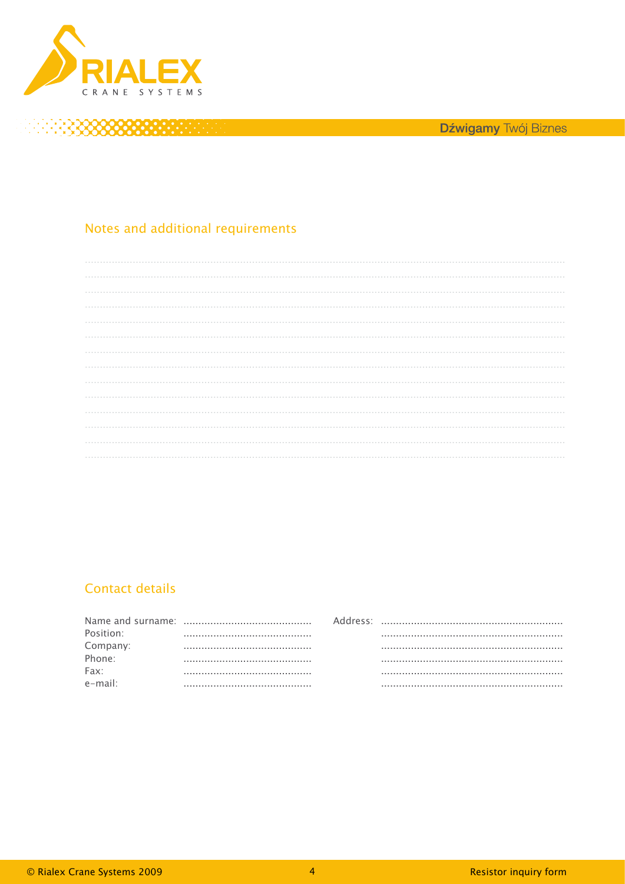## Notes and additional requirements

............................................................................................................................................................................................................
............................................................................................................................................................................................................
............................................................................................................................................................................................................
............................................................................................................................................................................................................
............................................................................................................................................................................................................
............................................................................................................................................................................................................
............................................................................................................................................................................................................
............................................................................................................................................................................................................
............................................................................................................................................................................................................
............................................................................................................................................................................................................
............................................................................................................................................................................................................
............................................................................................................................................................................................................
............................................................................................................................................................................................................
............................................................................................................................................................................................................

## Contact details

Name and surname: ..........................................

Position: ..........................................

Company: ..........................................

Phone: ..........................................

Fax: ..........................................

e-mail: ..........................................

Address: ............................................................
............................................................
............................................................
............................................................
............................................................
............................................................